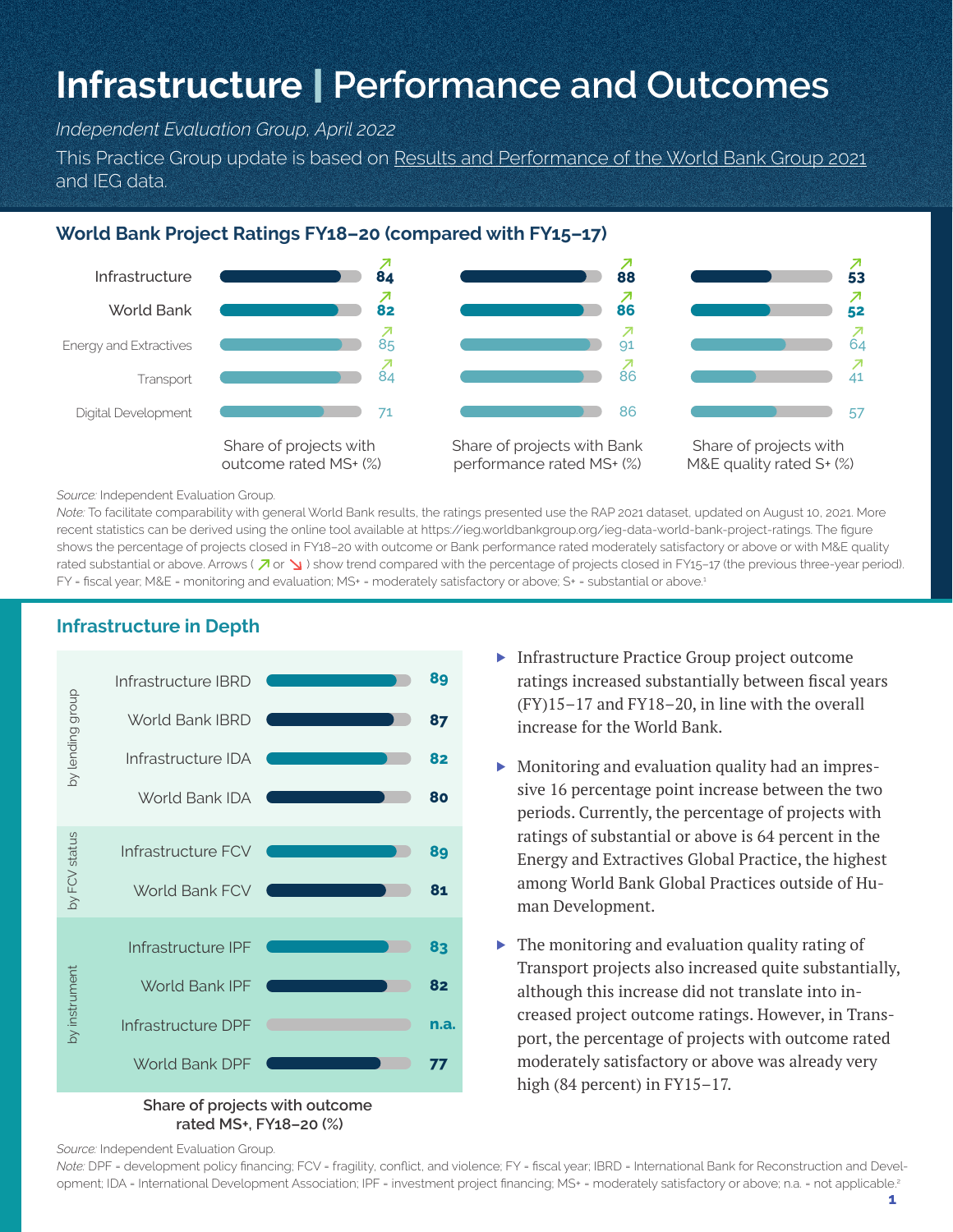# Infrastructure | Performance and Outcomes

*Independent Evaluation Group, April 2022*

This Practice Group update is based on Results and Performance of the World Bank Group 2021 and IEG data.

## World Bank Project Ratings FY18–20 (compared with FY15–17)

| | Share of projects with outcome rated MS+ (%) | Share of projects with Bank performance rated MS+ (%) | Share of projects with M&E quality rated S+ (%) |
|---|---|---|---|
| Infrastructure | ↗ 84 | ↗ 88 | ↗ 53 |
| World Bank | ↗ 82 | ↗ 86 | ↗ 52 |
| Energy and Extractives | ↗ 85 | ↗ 91 | ↗ 64 |
| Transport | ↗ 84 | ↗ 86 | ↗ 41 |
| Digital Development | 71 | 86 | 57 |

*Source:* Independent Evaluation Group.

*Note:* To facilitate comparability with general World Bank results, the ratings presented use the RAP 2021 dataset, updated on August 10, 2021. More recent statistics can be derived using the online tool available at https://ieg.worldbankgroup.org/ieg-data-world-bank-project-ratings. The figure shows the percentage of projects closed in FY18–20 with outcome or Bank performance rated moderately satisfactory or above or with M&E quality rated substantial or above. Arrows ( ↗ or ↘ ) show trend compared with the percentage of projects closed in FY15–17 (the previous three-year period). FY = fiscal year; M&E = monitoring and evaluation; MS+ = moderately satisfactory or above; S+ = substantial or above.[1]

## Infrastructure in Depth

| Category | Group | Share of projects with outcome rated MS+, FY18–20 (%) |
|---|---|---|
| by lending group | Infrastructure IBRD | 89 |
| | World Bank IBRD | 87 |
| | Infrastructure IDA | 82 |
| | World Bank IDA | 80 |
| by FCV status | Infrastructure FCV | 89 |
| | World Bank FCV | 81 |
| by instrument | Infrastructure IPF | 83 |
| | World Bank IPF | 82 |
| | Infrastructure DPF | n.a. |
| | World Bank DPF | 77 |

Share of projects with outcome rated MS+, FY18–20 (%)

*Source:* Independent Evaluation Group.

*Note:* DPF = development policy financing; FCV = fragility, conflict, and violence; FY = fiscal year; IBRD = International Bank for Reconstruction and Development; IDA = International Development Association; IPF = investment project financing; MS+ = moderately satisfactory or above; n.a. = not applicable.[2]

- Infrastructure Practice Group project outcome ratings increased substantially between fiscal years (FY)15–17 and FY18–20, in line with the overall increase for the World Bank.
- Monitoring and evaluation quality had an impressive 16 percentage point increase between the two periods. Currently, the percentage of projects with ratings of substantial or above is 64 percent in the Energy and Extractives Global Practice, the highest among World Bank Global Practices outside of Human Development.
- The monitoring and evaluation quality rating of Transport projects also increased quite substantially, although this increase did not translate into increased project outcome ratings. However, in Transport, the percentage of projects with outcome rated moderately satisfactory or above was already very high (84 percent) in FY15–17.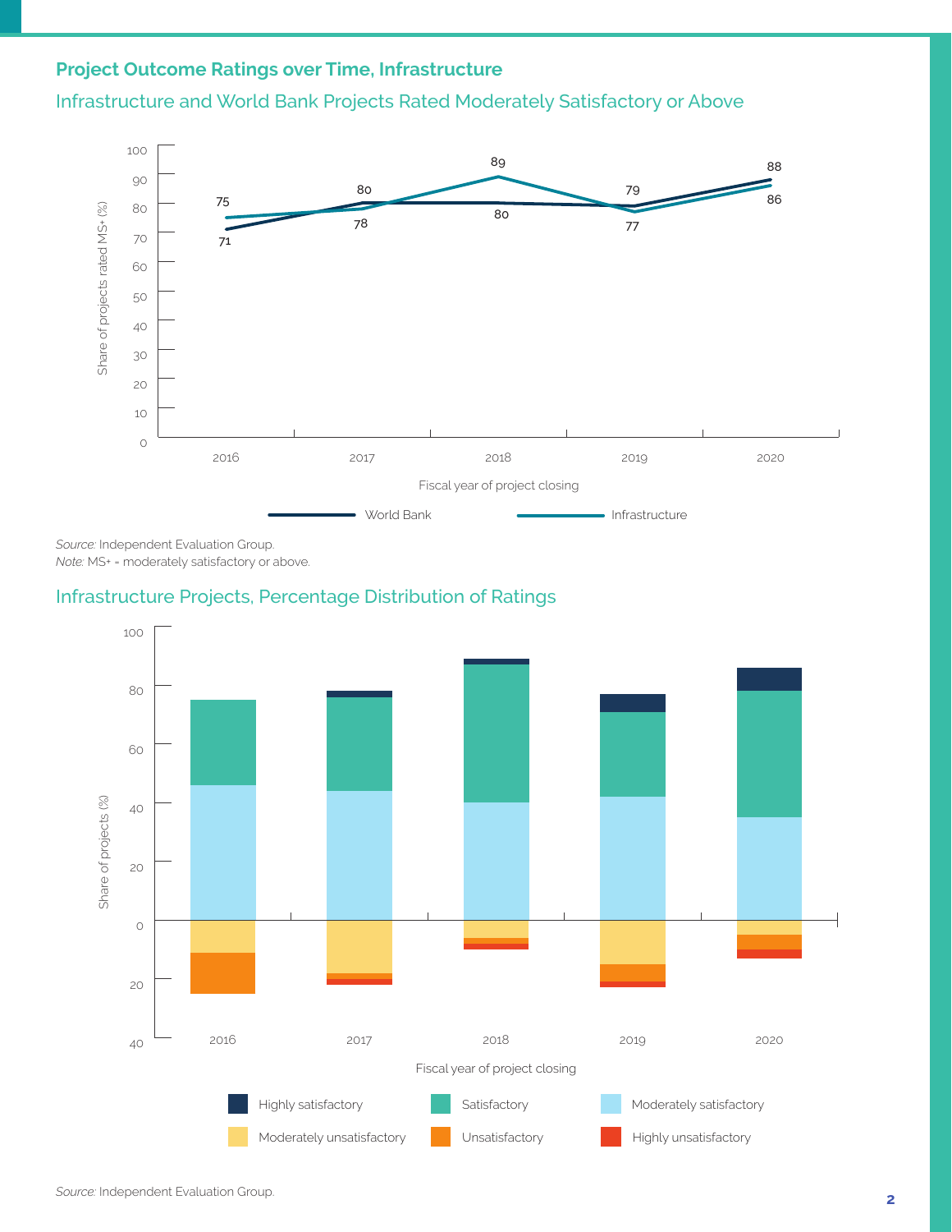## Project Outcome Ratings over Time, Infrastructure

### Infrastructure and World Bank Projects Rated Moderately Satisfactory or Above

| Fiscal year of project closing | World Bank | Infrastructure |
|---|---|---|
| 2016 | 71 | 75 |
| 2017 | 80 | 78 |
| 2018 | 80 | 89 |
| 2019 | 79 | 77 |
| 2020 | 88 | 86 |

*Source:* Independent Evaluation Group.
*Note:* MS+ = moderately satisfactory or above.

### Infrastructure Projects, Percentage Distribution of Ratings

Share of projects (%) by fiscal year of project closing (2016–2020). Rating categories: Highly satisfactory, Satisfactory, Moderately satisfactory, Moderately unsatisfactory, Unsatisfactory, Highly unsatisfactory.

*Source:* Independent Evaluation Group.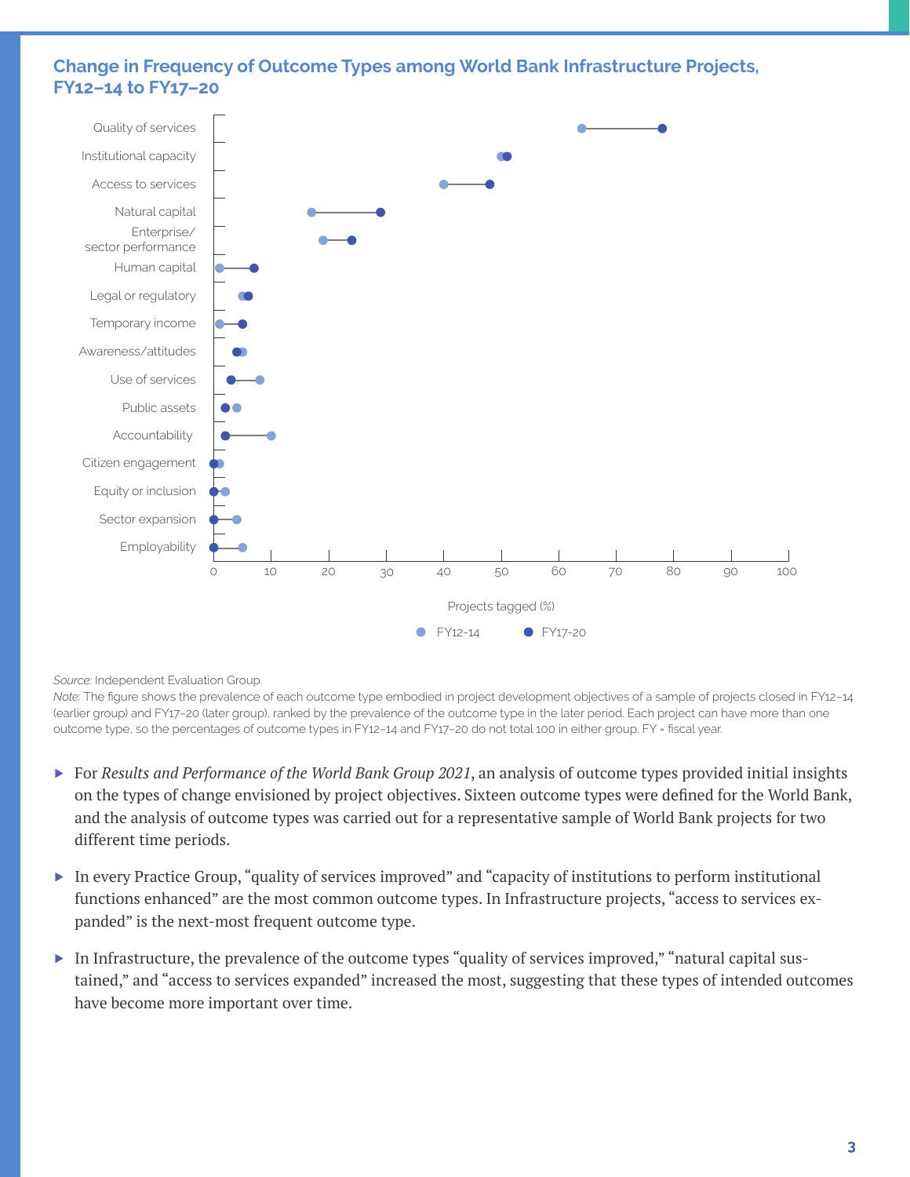## Change in Frequency of Outcome Types among World Bank Infrastructure Projects, FY12–14 to FY17–20

*Source:* Independent Evaluation Group.
*Note:* The figure shows the prevalence of each outcome type embodied in project development objectives of a sample of projects closed in FY12–14 (earlier group) and FY17–20 (later group), ranked by the prevalence of the outcome type in the later period. Each project can have more than one outcome type, so the percentages of outcome types in FY12–14 and FY17–20 do not total 100 in either group. FY = fiscal year.

- For *Results and Performance of the World Bank Group 2021*, an analysis of outcome types provided initial insights on the types of change envisioned by project objectives. Sixteen outcome types were defined for the World Bank, and the analysis of outcome types was carried out for a representative sample of World Bank projects for two different time periods.
- In every Practice Group, "quality of services improved" and "capacity of institutions to perform institutional functions enhanced" are the most common outcome types. In Infrastructure projects, "access to services expanded" is the next-most frequent outcome type.
- In Infrastructure, the prevalence of the outcome types "quality of services improved," "natural capital sustained," and "access to services expanded" increased the most, suggesting that these types of intended outcomes have become more important over time.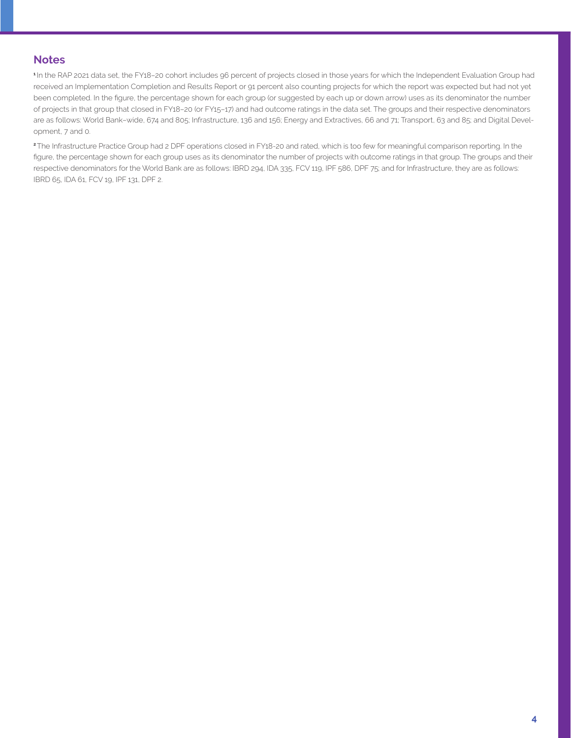## Notes

[1] In the RAP 2021 data set, the FY18–20 cohort includes 96 percent of projects closed in those years for which the Independent Evaluation Group had received an Implementation Completion and Results Report or 91 percent also counting projects for which the report was expected but had not yet been completed. In the figure, the percentage shown for each group (or suggested by each up or down arrow) uses as its denominator the number of projects in that group that closed in FY18–20 (or FY15–17) and had outcome ratings in the data set. The groups and their respective denominators are as follows: World Bank–wide, 674 and 805; Infrastructure, 136 and 156; Energy and Extractives, 66 and 71; Transport, 63 and 85; and Digital Development, 7 and 0.

[2] The Infrastructure Practice Group had 2 DPF operations closed in FY18-20 and rated, which is too few for meaningful comparison reporting. In the figure, the percentage shown for each group uses as its denominator the number of projects with outcome ratings in that group. The groups and their respective denominators for the World Bank are as follows: IBRD 294, IDA 335, FCV 119, IPF 586, DPF 75; and for Infrastructure, they are as follows: IBRD 65, IDA 61, FCV 19, IPF 131, DPF 2.